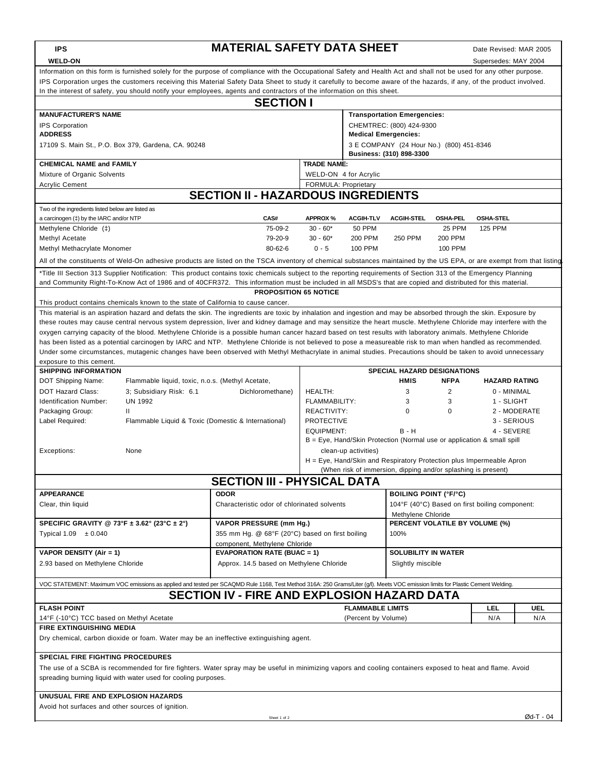**IPS** | **MATERIAL SAFETY DATA SHEET** | Date Revised: MAR 2005

**WELD-ON** | Supersedes: MAY 2004

Information on this form is furnished solely for the purpose of compliance with the Occupational Safety and Health Act and shall not be used for any other purpose. IPS Corporation urges the customers receiving this Material Safety Data Sheet to study it carefully to become aware of the hazards, if any, of the product involved. In the interest of safety, you should notify your employees, agents and contractors of the information on this sheet.

# SECTION I

| | |
|---|---|
| **MANUFACTURER'S NAME** | **Transportation Emergencies:** |
| IPS Corporation | CHEMTREC: (800) 424-9300 |
| **ADDRESS** | **Medical Emergencies:** |
| 17109 S. Main St., P.O. Box 379, Gardena, CA. 90248 | 3 E COMPANY (24 Hour No.) (800) 451-8346 |
| | **Business: (310) 898-3300** |

| | |
|---|---|
| **CHEMICAL NAME and FAMILY** | **TRADE NAME:** |
| Mixture of Organic Solvents | WELD-ON 4 for Acrylic |
| Acrylic Cement | FORMULA: Proprietary |

# SECTION II - HAZARDOUS INGREDIENTS

| Two of the ingredients listed below are listed as a carcinogen (‡) by the IARC and/or NTP | CAS# | APPROX % | ACGIH-TLV | ACGIH-STEL | OSHA-PEL | OSHA-STEL |
|---|---|---|---|---|---|---|
| Methylene Chloride (‡) | 75-09-2 | 30 - 60* | 50 PPM | | 25 PPM | 125 PPM |
| Methyl Acetate | 79-20-9 | 30 - 60* | 200 PPM | 250 PPM | 200 PPM | |
| Methyl Methacrylate Monomer | 80-62-6 | 0 - 5 | 100 PPM | | 100 PPM | |

All of the constituents of Weld-On adhesive products are listed on the TSCA inventory of chemical substances maintained by the US EPA, or are exempt from that listing.

*Title III Section 313 Supplier Notification: This product contains toxic chemicals subject to the reporting requirements of Section 313 of the Emergency Planning and Community Right-To-Know Act of 1986 and of 40CFR372. This information must be included in all MSDS's that are copied and distributed for this material.

**PROPOSITION 65 NOTICE**

This product contains chemicals known to the state of California to cause cancer.

This material is an aspiration hazard and defats the skin. The ingredients are toxic by inhalation and ingestion and may be absorbed through the skin. Exposure by these routes may cause central nervous system depression, liver and kidney damage and may sensitize the heart muscle. Methylene Chloride may interfere with the oxygen carrying capacity of the blood. Methylene Chloride is a possible human cancer hazard based on test results with laboratory animals. Methylene Chloride has been listed as a potential carcinogen by IARC and NTP. Methylene Chloride is not believed to pose a measureable risk to man when handled as recommended. Under some circumstances, mutagenic changes have been observed with Methyl Methacrylate in animal studies. Precautions should be taken to avoid unnecessary exposure to this cement.

**SHIPPING INFORMATION**

| | |
|---|---|
| DOT Shipping Name: | Flammable liquid, toxic, n.o.s. (Methyl Acetate, Dichloromethane) |
| DOT Hazard Class: | 3; Subsidiary Risk: 6.1 |
| Identification Number: | UN 1992 |
| Packaging Group: | II |
| Label Required: | Flammable Liquid & Toxic (Domestic & International) |
| Exceptions: | None |

**SPECIAL HAZARD DESIGNATIONS**

| | HMIS | NFPA | HAZARD RATING |
|---|---|---|---|
| HEALTH: | 3 | 2 | 0 - MINIMAL |
| FLAMMABILITY: | 3 | 3 | 1 - SLIGHT |
| REACTIVITY: | 0 | 0 | 2 - MODERATE |
| PROTECTIVE | | | 3 - SERIOUS |
| EQUIPMENT: | B - H | | 4 - SEVERE |

B = Eye, Hand/Skin Protection (Normal use or application & small spill clean-up activities)

H = Eye, Hand/Skin and Respiratory Protection plus Impermeable Apron (When risk of immersion, dipping and/or splashing is present)

# SECTION III - PHYSICAL DATA

| | | |
|---|---|---|
| **APPEARANCE** | **ODOR** | **BOILING POINT (°F/°C)** |
| Clear, thin liquid | Characteristic odor of chlorinated solvents | 104°F (40°C) Based on first boiling component: Methylene Chloride |
| **SPECIFIC GRAVITY @ 73°F ± 3.62° (23°C ± 2°)** | **VAPOR PRESSURE (mm Hg.)** | **PERCENT VOLATILE BY VOLUME (%)** |
| Typical 1.09 ± 0.040 | 355 mm Hg. @ 68°F (20°C) based on first boiling component, Methylene Chloride | 100% |
| **VAPOR DENSITY (Air = 1)** | **EVAPORATION RATE (BUAC = 1)** | **SOLUBILITY IN WATER** |
| 2.93 based on Methylene Chloride | Approx. 14.5 based on Methylene Chloride | Slightly miscible |

VOC STATEMENT: Maximum VOC emissions as applied and tested per SCAQMD Rule 1168, Test Method 316A: 250 Grams/Liter (g/l). Meets VOC emission limits for Plastic Cement Welding.

# SECTION IV - FIRE AND EXPLOSION HAZARD DATA

| **FLASH POINT** | **FLAMMABLE LIMITS** | **LEL** | **UEL** |
|---|---|---|---|
| 14°F (-10°C) TCC based on Methyl Acetate | (Percent by Volume) | N/A | N/A |

**FIRE EXTINGUISHING MEDIA**

Dry chemical, carbon dioxide or foam. Water may be an ineffective extinguishing agent.

**SPECIAL FIRE FIGHTING PROCEDURES**

The use of a SCBA is recommended for fire fighters. Water spray may be useful in minimizing vapors and cooling containers exposed to heat and flame. Avoid spreading burning liquid with water used for cooling purposes.

**UNUSUAL FIRE AND EXPLOSION HAZARDS**

Avoid hot surfaces and other sources of ignition.

Ød-T - 04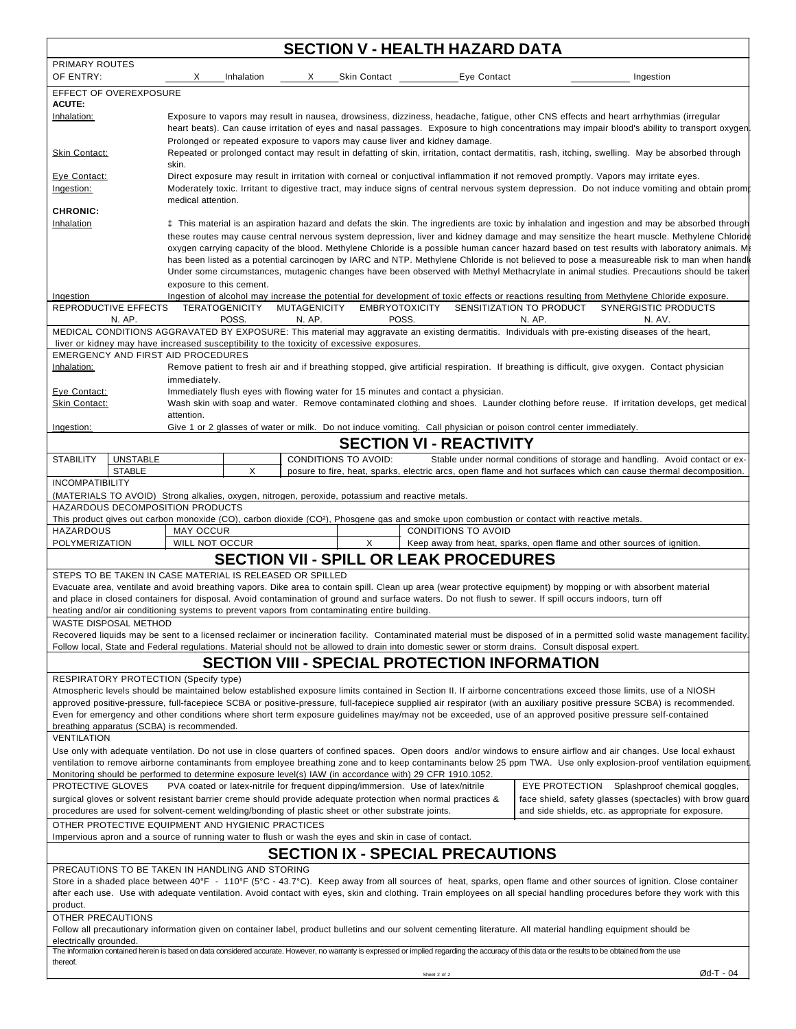# SECTION V - HEALTH HAZARD DATA

PRIMARY ROUTES OF ENTRY: X Inhalation X Skin Contact ___ Eye Contact ___ Ingestion

EFFECT OF OVEREXPOSURE

**ACUTE:**

Inhalation: Exposure to vapors may result in nausea, drowsiness, dizziness, headache, fatigue, other CNS effects and heart arrhythmias (irregular heart beats). Can cause irritation of eyes and nasal passages. Exposure to high concentrations may impair blood's ability to transport oxygen. Prolonged or repeated exposure to vapors may cause liver and kidney damage.

Skin Contact: Repeated or prolonged contact may result in defatting of skin, irritation, contact dermatitis, rash, itching, swelling. May be absorbed through skin.

Eye Contact: Direct exposure may result in irritation with corneal or conjuctival inflammation if not removed promptly. Vapors may irritate eyes.

Ingestion: Moderately toxic. Irritant to digestive tract, may induce signs of central nervous system depression. Do not induce vomiting and obtain promp medical attention.

**CHRONIC:**

Inhalation ‡ This material is an aspiration hazard and defats the skin. The ingredients are toxic by inhalation and ingestion and may be absorbed through these routes may cause central nervous system depression, liver and kidney damage and may sensitize the heart muscle. Methylene Chloride oxygen carrying capacity of the blood. Methylene Chloride is a possible human cancer hazard based on test results with laboratory animals. Me has been listed as a potential carcinogen by IARC and NTP. Methylene Chloride is not believed to pose a measureable risk to man when handl Under some circumstances, mutagenic changes have been observed with Methyl Methacrylate in animal studies. Precautions should be taken exposure to this cement.

Ingestion Ingestion of alcohol may increase the potential for development of toxic effects or reactions resulting from Methylene Chloride exposure.

| REPRODUCTIVE EFFECTS | TERATOGENICITY | MUTAGENICITY | EMBRYOTOXICITY | SENSITIZATION TO PRODUCT | SYNERGISTIC PRODUCTS |
|---|---|---|---|---|---|
| N. AP. | POSS. | N. AP. | POSS. | N. AP. | N. AV. |

MEDICAL CONDITIONS AGGRAVATED BY EXPOSURE: This material may aggravate an existing dermatitis. Individuals with pre-existing diseases of the heart, liver or kidney may have increased susceptibility to the toxicity of excessive exposures.

EMERGENCY AND FIRST AID PROCEDURES

Inhalation: Remove patient to fresh air and if breathing stopped, give artificial respiration. If breathing is difficult, give oxygen. Contact physician immediately.

Eye Contact: Immediately flush eyes with flowing water for 15 minutes and contact a physician.

Skin Contact: Wash skin with soap and water. Remove contaminated clothing and shoes. Launder clothing before reuse. If irritation develops, get medical attention.

Ingestion: Give 1 or 2 glasses of water or milk. Do not induce vomiting. Call physician or poison control center immediately.

# SECTION VI - REACTIVITY

| STABILITY | | | CONDITIONS TO AVOID: |
|---|---|---|---|
| | UNSTABLE | | Stable under normal conditions of storage and handling. Avoid contact or exposure to fire, heat, sparks, electric arcs, open flame and hot surfaces which can cause thermal decomposition. |
| | STABLE | X | |

INCOMPATIBILITY

(MATERIALS TO AVOID) Strong alkalies, oxygen, nitrogen, peroxide, potassium and reactive metals.

HAZARDOUS DECOMPOSITION PRODUCTS

This product gives out carbon monoxide (CO), carbon dioxide ($CO^2$), Phosgene gas and smoke upon combustion or contact with reactive metals.

| HAZARDOUS POLYMERIZATION | | | CONDITIONS TO AVOID |
|---|---|---|---|
| | MAY OCCUR | | |
| | WILL NOT OCCUR | X | Keep away from heat, sparks, open flame and other sources of ignition. |

# SECTION VII - SPILL OR LEAK PROCEDURES

STEPS TO BE TAKEN IN CASE MATERIAL IS RELEASED OR SPILLED

Evacuate area, ventilate and avoid breathing vapors. Dike area to contain spill. Clean up area (wear protective equipment) by mopping or with absorbent material and place in closed containers for disposal. Avoid contamination of ground and surface waters. Do not flush to sewer. If spill occurs indoors, turn off heating and/or air conditioning systems to prevent vapors from contaminating entire building.

WASTE DISPOSAL METHOD

Recovered liquids may be sent to a licensed reclaimer or incineration facility. Contaminated material must be disposed of in a permitted solid waste management facility. Follow local, State and Federal regulations. Material should not be allowed to drain into domestic sewer or storm drains. Consult disposal expert.

# SECTION VIII - SPECIAL PROTECTION INFORMATION

RESPIRATORY PROTECTION (Specify type)

Atmospheric levels should be maintained below established exposure limits contained in Section II. If airborne concentrations exceed those limits, use of a NIOSH approved positive-pressure, full-facepiece SCBA or positive-pressure, full-facepiece supplied air respirator (with an auxiliary positive pressure SCBA) is recommended. Even for emergency and other conditions where short term exposure guidelines may/may not be exceeded, use of an approved positive pressure self-contained breathing apparatus (SCBA) is recommended.

VENTILATION

Use only with adequate ventilation. Do not use in close quarters of confined spaces. Open doors and/or windows to ensure airflow and air changes. Use local exhaust ventilation to remove airborne contaminants from employee breathing zone and to keep contaminants below 25 ppm TWA. Use only explosion-proof ventilation equipment. Monitoring should be performed to determine exposure level(s) IAW (in accordance with) 29 CFR 1910.1052.

PROTECTIVE GLOVES PVA coated or latex-nitrile for frequent dipping/immersion. Use of latex/nitrile surgical gloves or solvent resistant barrier creme should provide adequate protection when normal practices & procedures are used for solvent-cement welding/bonding of plastic sheet or other substrate joints.

EYE PROTECTION Splashproof chemical goggles, face shield, safety glasses (spectacles) with brow guard and side shields, etc. as appropriate for exposure.

OTHER PROTECTIVE EQUIPMENT AND HYGIENIC PRACTICES

Impervious apron and a source of running water to flush or wash the eyes and skin in case of contact.

# SECTION IX - SPECIAL PRECAUTIONS

PRECAUTIONS TO BE TAKEN IN HANDLING AND STORING

Store in a shaded place between 40°F - 110°F (5°C - 43.7°C). Keep away from all sources of heat, sparks, open flame and other sources of ignition. Close container after each use. Use with adequate ventilation. Avoid contact with eyes, skin and clothing. Train employees on all special handling procedures before they work with this product.

OTHER PRECAUTIONS

Follow all precautionary information given on container label, product bulletins and our solvent cementing literature. All material handling equipment should be electrically grounded.

The information contained herein is based on data considered accurate. However, no warranty is expressed or implied regarding the accuracy of this data or the results to be obtained from the use thereof.

Ød-T - 04